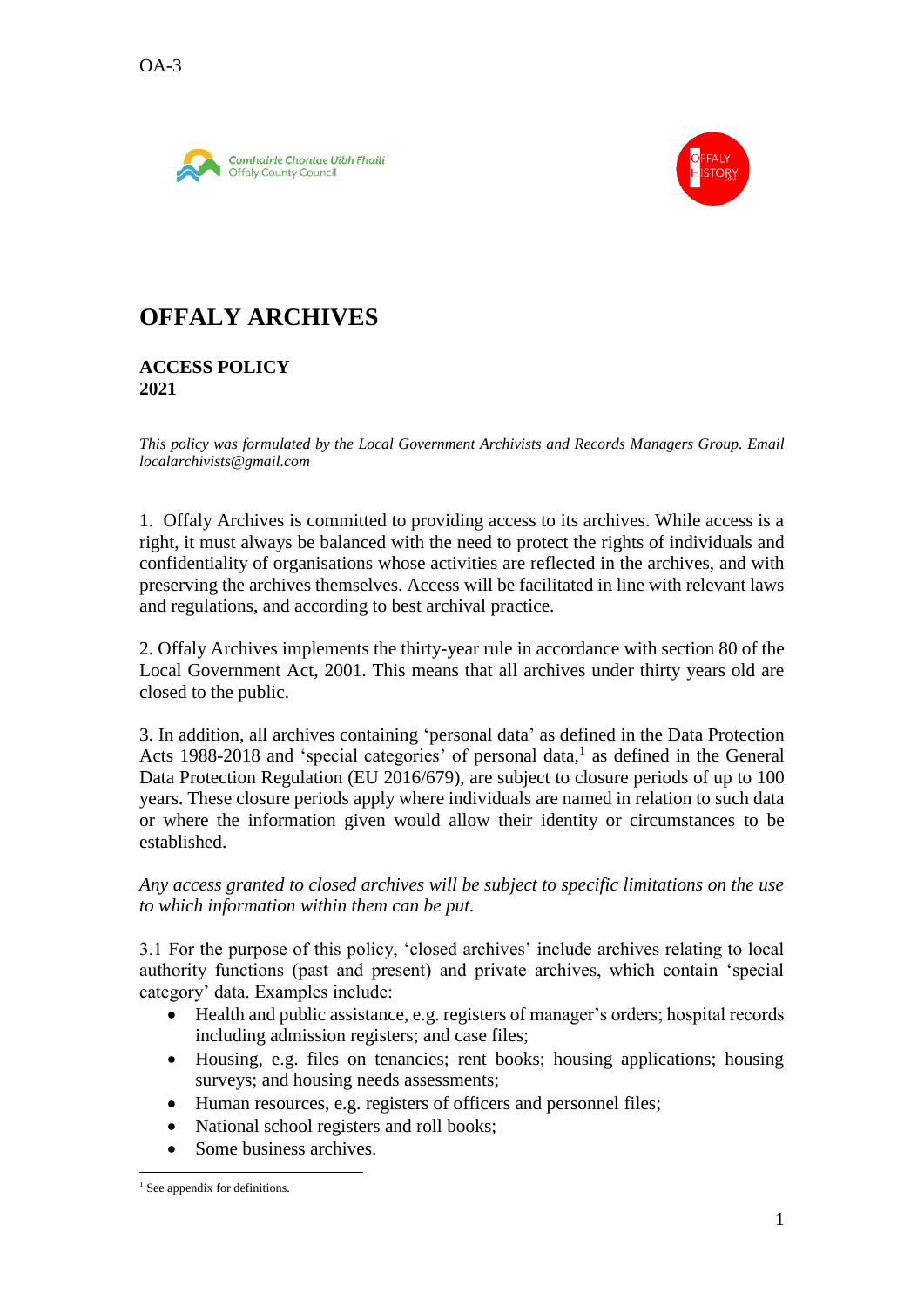OA-3

Comhairle Chontae Uíbh Fhailí
Offaly County Council

OFFALY HISTORY

# OFFALY ARCHIVES

**ACCESS POLICY**
**2021**

*This policy was formulated by the Local Government Archivists and Records Managers Group. Email localarchivists@gmail.com*

1. Offaly Archives is committed to providing access to its archives. While access is a right, it must always be balanced with the need to protect the rights of individuals and confidentiality of organisations whose activities are reflected in the archives, and with preserving the archives themselves. Access will be facilitated in line with relevant laws and regulations, and according to best archival practice.

2. Offaly Archives implements the thirty-year rule in accordance with section 80 of the Local Government Act, 2001. This means that all archives under thirty years old are closed to the public.

3. In addition, all archives containing 'personal data' as defined in the Data Protection Acts 1988-2018 and 'special categories' of personal data,[1] as defined in the General Data Protection Regulation (EU 2016/679), are subject to closure periods of up to 100 years. These closure periods apply where individuals are named in relation to such data or where the information given would allow their identity or circumstances to be established.

*Any access granted to closed archives will be subject to specific limitations on the use to which information within them can be put.*

3.1 For the purpose of this policy, 'closed archives' include archives relating to local authority functions (past and present) and private archives, which contain 'special category' data. Examples include:

- Health and public assistance, e.g. registers of manager's orders; hospital records including admission registers; and case files;
- Housing, e.g. files on tenancies; rent books; housing applications; housing surveys; and housing needs assessments;
- Human resources, e.g. registers of officers and personnel files;
- National school registers and roll books;
- Some business archives.

[1] See appendix for definitions.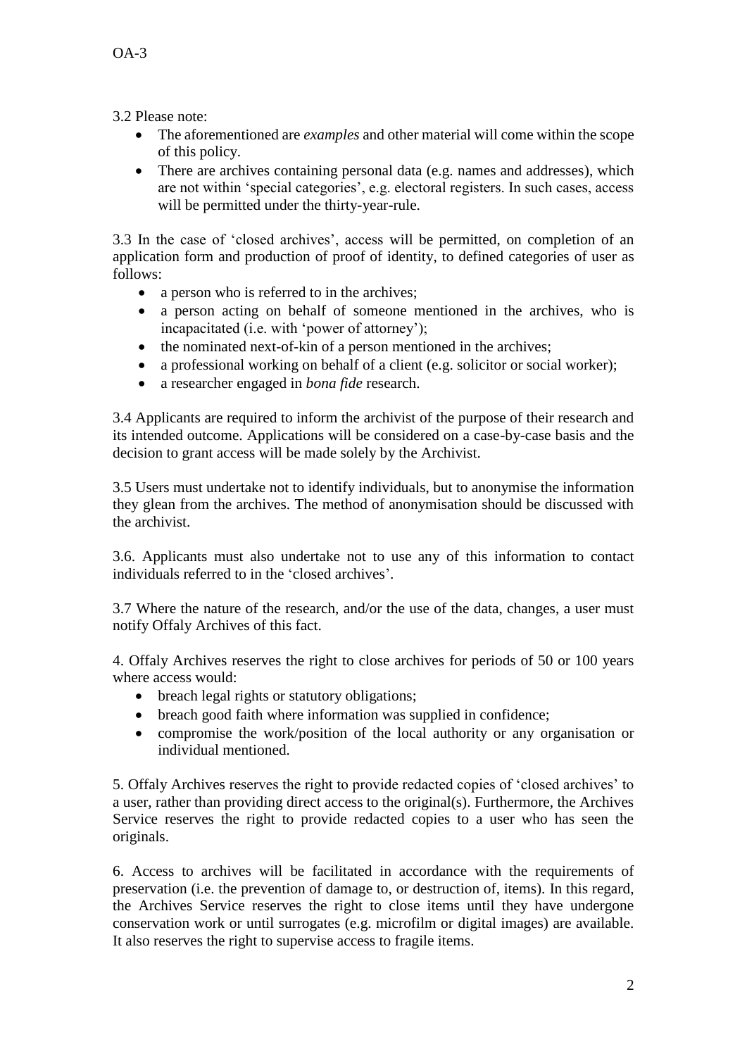3.2 Please note:

- The aforementioned are *examples* and other material will come within the scope of this policy.
- There are archives containing personal data (e.g. names and addresses), which are not within 'special categories', e.g. electoral registers. In such cases, access will be permitted under the thirty-year-rule.

3.3 In the case of 'closed archives', access will be permitted, on completion of an application form and production of proof of identity, to defined categories of user as follows:

- a person who is referred to in the archives;
- a person acting on behalf of someone mentioned in the archives, who is incapacitated (i.e. with 'power of attorney');
- the nominated next-of-kin of a person mentioned in the archives;
- a professional working on behalf of a client (e.g. solicitor or social worker);
- a researcher engaged in *bona fide* research.

3.4 Applicants are required to inform the archivist of the purpose of their research and its intended outcome. Applications will be considered on a case-by-case basis and the decision to grant access will be made solely by the Archivist.

3.5 Users must undertake not to identify individuals, but to anonymise the information they glean from the archives. The method of anonymisation should be discussed with the archivist.

3.6. Applicants must also undertake not to use any of this information to contact individuals referred to in the 'closed archives'.

3.7 Where the nature of the research, and/or the use of the data, changes, a user must notify Offaly Archives of this fact.

4. Offaly Archives reserves the right to close archives for periods of 50 or 100 years where access would:

- breach legal rights or statutory obligations;
- breach good faith where information was supplied in confidence;
- compromise the work/position of the local authority or any organisation or individual mentioned.

5. Offaly Archives reserves the right to provide redacted copies of 'closed archives' to a user, rather than providing direct access to the original(s). Furthermore, the Archives Service reserves the right to provide redacted copies to a user who has seen the originals.

6. Access to archives will be facilitated in accordance with the requirements of preservation (i.e. the prevention of damage to, or destruction of, items). In this regard, the Archives Service reserves the right to close items until they have undergone conservation work or until surrogates (e.g. microfilm or digital images) are available. It also reserves the right to supervise access to fragile items.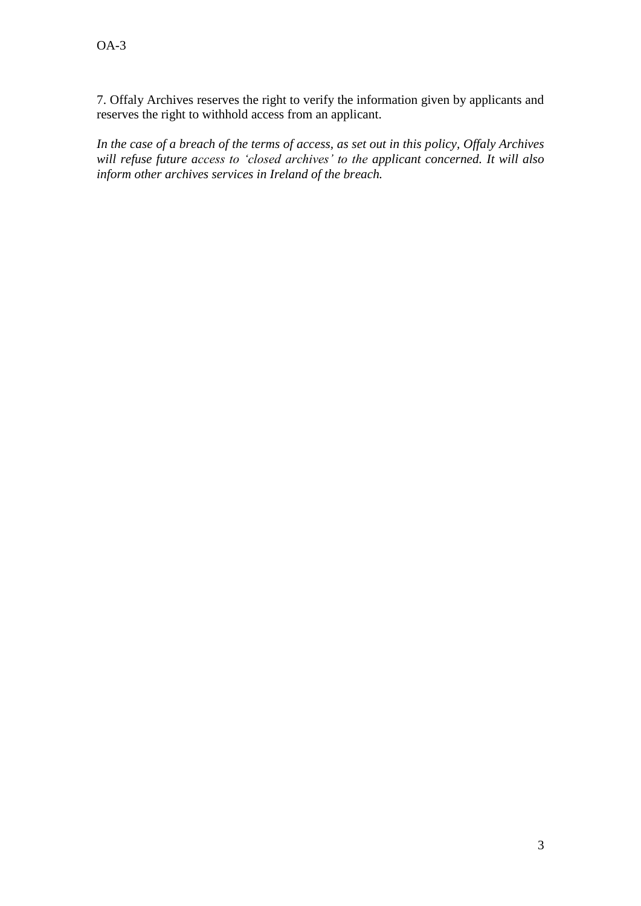7. Offaly Archives reserves the right to verify the information given by applicants and reserves the right to withhold access from an applicant.

*In the case of a breach of the terms of access, as set out in this policy, Offaly Archives will refuse future access to 'closed archives' to the applicant concerned. It will also inform other archives services in Ireland of the breach.*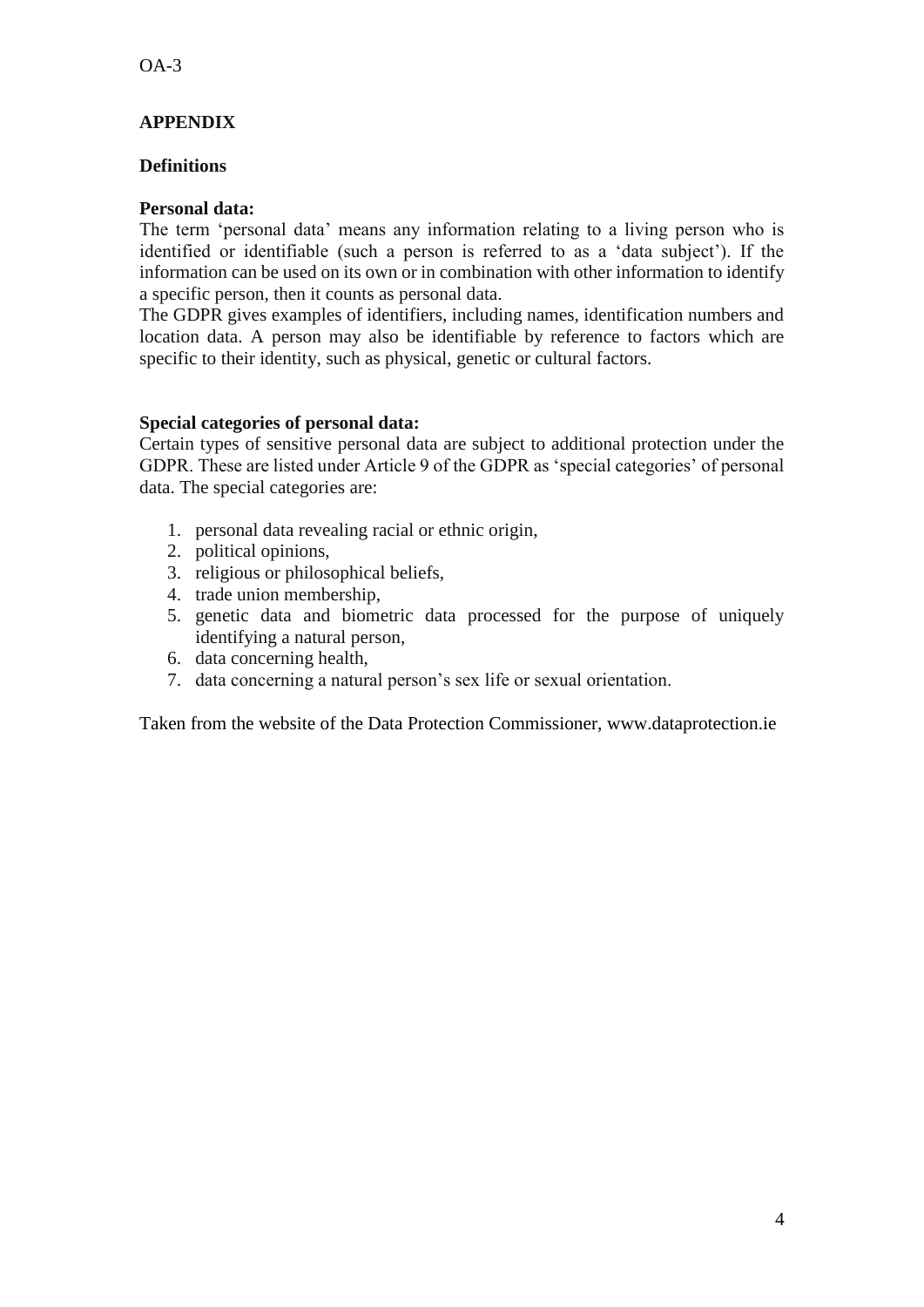OA-3

## APPENDIX

### Definitions

**Personal data:**
The term 'personal data' means any information relating to a living person who is identified or identifiable (such a person is referred to as a 'data subject'). If the information can be used on its own or in combination with other information to identify a specific person, then it counts as personal data.
The GDPR gives examples of identifiers, including names, identification numbers and location data. A person may also be identifiable by reference to factors which are specific to their identity, such as physical, genetic or cultural factors.

**Special categories of personal data:**
Certain types of sensitive personal data are subject to additional protection under the GDPR. These are listed under Article 9 of the GDPR as 'special categories' of personal data. The special categories are:

1. personal data revealing racial or ethnic origin,
2. political opinions,
3. religious or philosophical beliefs,
4. trade union membership,
5. genetic data and biometric data processed for the purpose of uniquely identifying a natural person,
6. data concerning health,
7. data concerning a natural person's sex life or sexual orientation.

Taken from the website of the Data Protection Commissioner, www.dataprotection.ie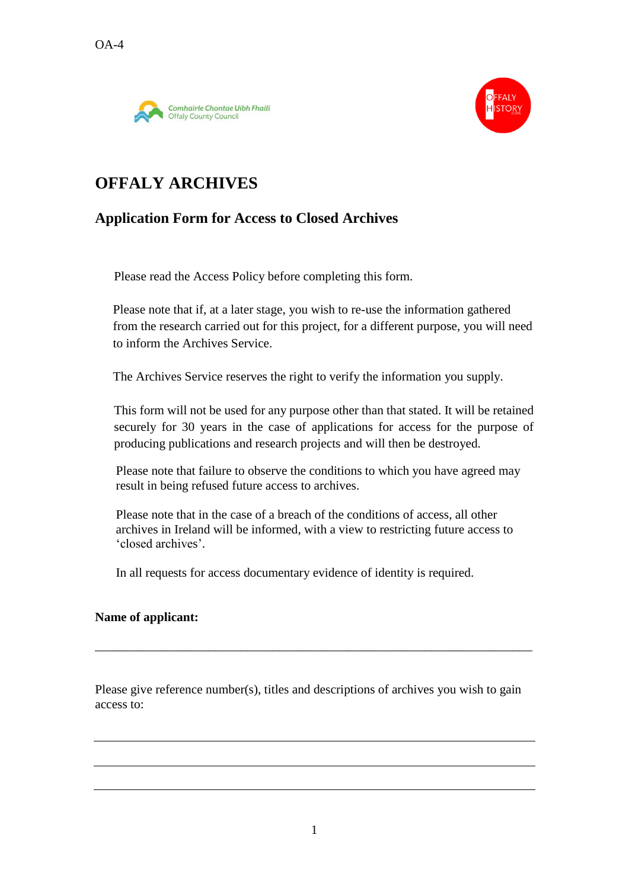OA-4

Comhairle Chontae Uíbh Fhailí
Offaly County Council

OFFALY HISTORY

# OFFALY ARCHIVES

## Application Form for Access to Closed Archives

Please read the Access Policy before completing this form.

Please note that if, at a later stage, you wish to re-use the information gathered from the research carried out for this project, for a different purpose, you will need to inform the Archives Service.

The Archives Service reserves the right to verify the information you supply.

This form will not be used for any purpose other than that stated. It will be retained securely for 30 years in the case of applications for access for the purpose of producing publications and research projects and will then be destroyed.

Please note that failure to observe the conditions to which you have agreed may result in being refused future access to archives.

Please note that in the case of a breach of the conditions of access, all other archives in Ireland will be informed, with a view to restricting future access to 'closed archives'.

In all requests for access documentary evidence of identity is required.

**Name of applicant:**

\_\_\_\_\_\_\_\_\_\_\_\_\_\_\_\_\_\_\_\_\_\_\_\_\_\_\_\_\_\_\_\_\_\_\_\_\_\_\_\_\_\_\_\_\_\_\_\_\_\_\_\_\_\_\_\_\_\_\_\_\_\_\_\_\_\_\_\_\_\_

Please give reference number(s), titles and descriptions of archives you wish to gain access to:

\_\_\_\_\_\_\_\_\_\_\_\_\_\_\_\_\_\_\_\_\_\_\_\_\_\_\_\_\_\_\_\_\_\_\_\_\_\_\_\_\_\_\_\_\_\_\_\_\_\_\_\_\_\_\_\_\_\_\_\_\_\_\_\_\_\_\_\_\_\_

\_\_\_\_\_\_\_\_\_\_\_\_\_\_\_\_\_\_\_\_\_\_\_\_\_\_\_\_\_\_\_\_\_\_\_\_\_\_\_\_\_\_\_\_\_\_\_\_\_\_\_\_\_\_\_\_\_\_\_\_\_\_\_\_\_\_\_\_\_\_

\_\_\_\_\_\_\_\_\_\_\_\_\_\_\_\_\_\_\_\_\_\_\_\_\_\_\_\_\_\_\_\_\_\_\_\_\_\_\_\_\_\_\_\_\_\_\_\_\_\_\_\_\_\_\_\_\_\_\_\_\_\_\_\_\_\_\_\_\_\_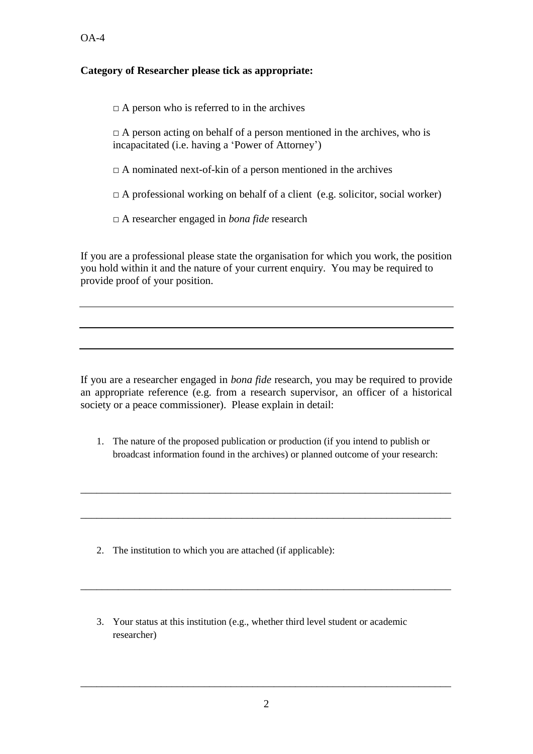OA-4

**Category of Researcher please tick as appropriate:**

□ A person who is referred to in the archives

□ A person acting on behalf of a person mentioned in the archives, who is incapacitated (i.e. having a 'Power of Attorney')

□ A nominated next-of-kin of a person mentioned in the archives

□ A professional working on behalf of a client (e.g. solicitor, social worker)

□ A researcher engaged in *bona fide* research

If you are a professional please state the organisation for which you work, the position you hold within it and the nature of your current enquiry. You may be required to provide proof of your position.

___

___

___

If you are a researcher engaged in *bona fide* research, you may be required to provide an appropriate reference (e.g. from a research supervisor, an officer of a historical society or a peace commissioner). Please explain in detail:

1. The nature of the proposed publication or production (if you intend to publish or broadcast information found in the archives) or planned outcome of your research:

___

___

2. The institution to which you are attached (if applicable):

___

3. Your status at this institution (e.g., whether third level student or academic researcher)

___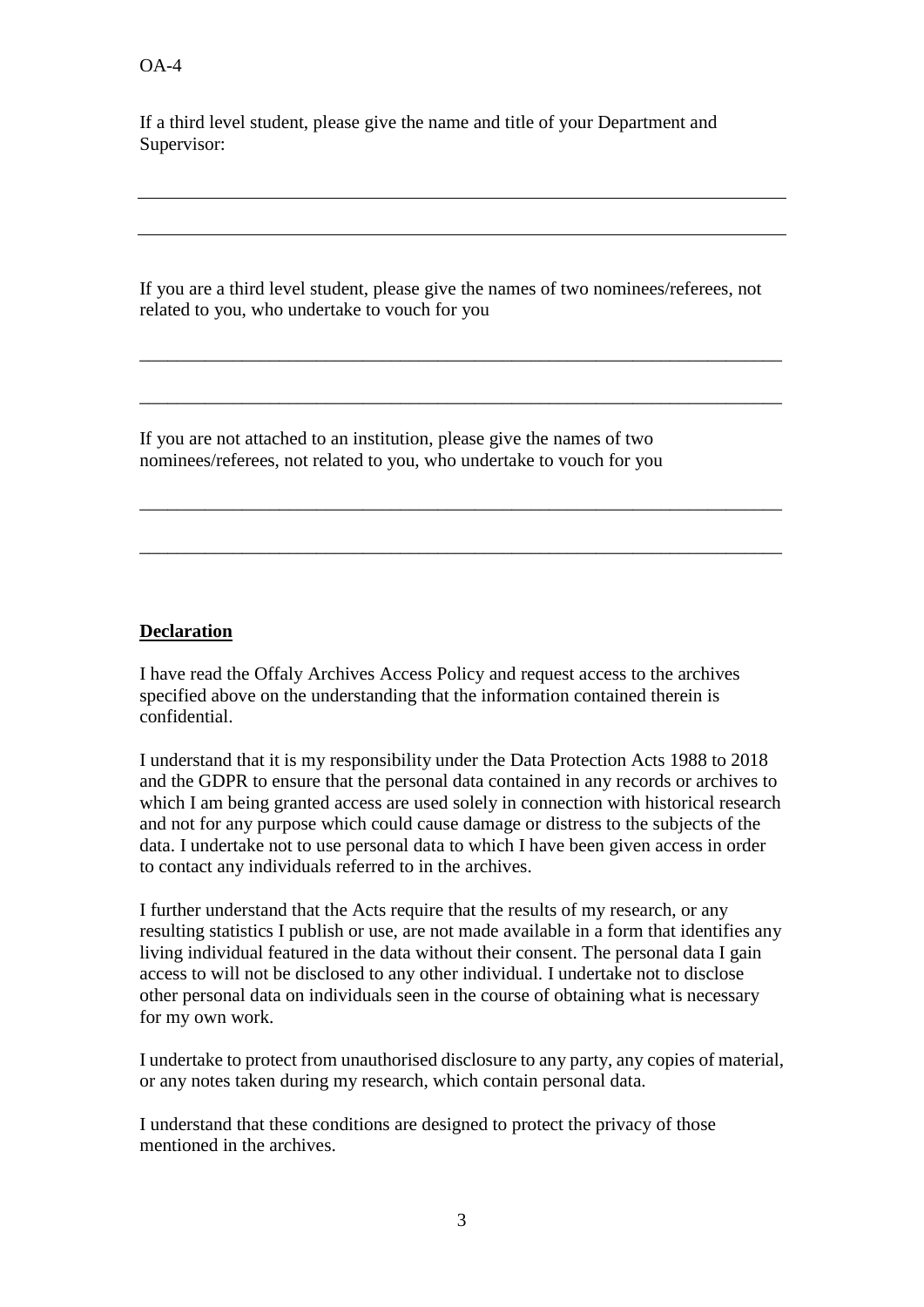OA-4

If a third level student, please give the name and title of your Department and Supervisor:

\_\_\_\_\_\_\_\_\_\_\_\_\_\_\_\_\_\_\_\_\_\_\_\_\_\_\_\_\_\_\_\_\_\_\_\_\_\_\_\_\_\_\_\_\_\_\_\_\_\_\_\_\_\_\_\_\_\_\_\_\_\_\_\_\_\_\_\_

\_\_\_\_\_\_\_\_\_\_\_\_\_\_\_\_\_\_\_\_\_\_\_\_\_\_\_\_\_\_\_\_\_\_\_\_\_\_\_\_\_\_\_\_\_\_\_\_\_\_\_\_\_\_\_\_\_\_\_\_\_\_\_\_\_\_\_\_

If you are a third level student, please give the names of two nominees/referees, not related to you, who undertake to vouch for you

\_\_\_\_\_\_\_\_\_\_\_\_\_\_\_\_\_\_\_\_\_\_\_\_\_\_\_\_\_\_\_\_\_\_\_\_\_\_\_\_\_\_\_\_\_\_\_\_\_\_\_\_\_\_\_\_\_\_\_\_\_\_\_\_\_\_\_\_

\_\_\_\_\_\_\_\_\_\_\_\_\_\_\_\_\_\_\_\_\_\_\_\_\_\_\_\_\_\_\_\_\_\_\_\_\_\_\_\_\_\_\_\_\_\_\_\_\_\_\_\_\_\_\_\_\_\_\_\_\_\_\_\_\_\_\_\_

If you are not attached to an institution, please give the names of two nominees/referees, not related to you, who undertake to vouch for you

\_\_\_\_\_\_\_\_\_\_\_\_\_\_\_\_\_\_\_\_\_\_\_\_\_\_\_\_\_\_\_\_\_\_\_\_\_\_\_\_\_\_\_\_\_\_\_\_\_\_\_\_\_\_\_\_\_\_\_\_\_\_\_\_\_\_\_\_

\_\_\_\_\_\_\_\_\_\_\_\_\_\_\_\_\_\_\_\_\_\_\_\_\_\_\_\_\_\_\_\_\_\_\_\_\_\_\_\_\_\_\_\_\_\_\_\_\_\_\_\_\_\_\_\_\_\_\_\_\_\_\_\_\_\_\_\_

**Declaration**

I have read the Offaly Archives Access Policy and request access to the archives specified above on the understanding that the information contained therein is confidential.

I understand that it is my responsibility under the Data Protection Acts 1988 to 2018 and the GDPR to ensure that the personal data contained in any records or archives to which I am being granted access are used solely in connection with historical research and not for any purpose which could cause damage or distress to the subjects of the data. I undertake not to use personal data to which I have been given access in order to contact any individuals referred to in the archives.

I further understand that the Acts require that the results of my research, or any resulting statistics I publish or use, are not made available in a form that identifies any living individual featured in the data without their consent. The personal data I gain access to will not be disclosed to any other individual. I undertake not to disclose other personal data on individuals seen in the course of obtaining what is necessary for my own work.

I undertake to protect from unauthorised disclosure to any party, any copies of material, or any notes taken during my research, which contain personal data.

I understand that these conditions are designed to protect the privacy of those mentioned in the archives.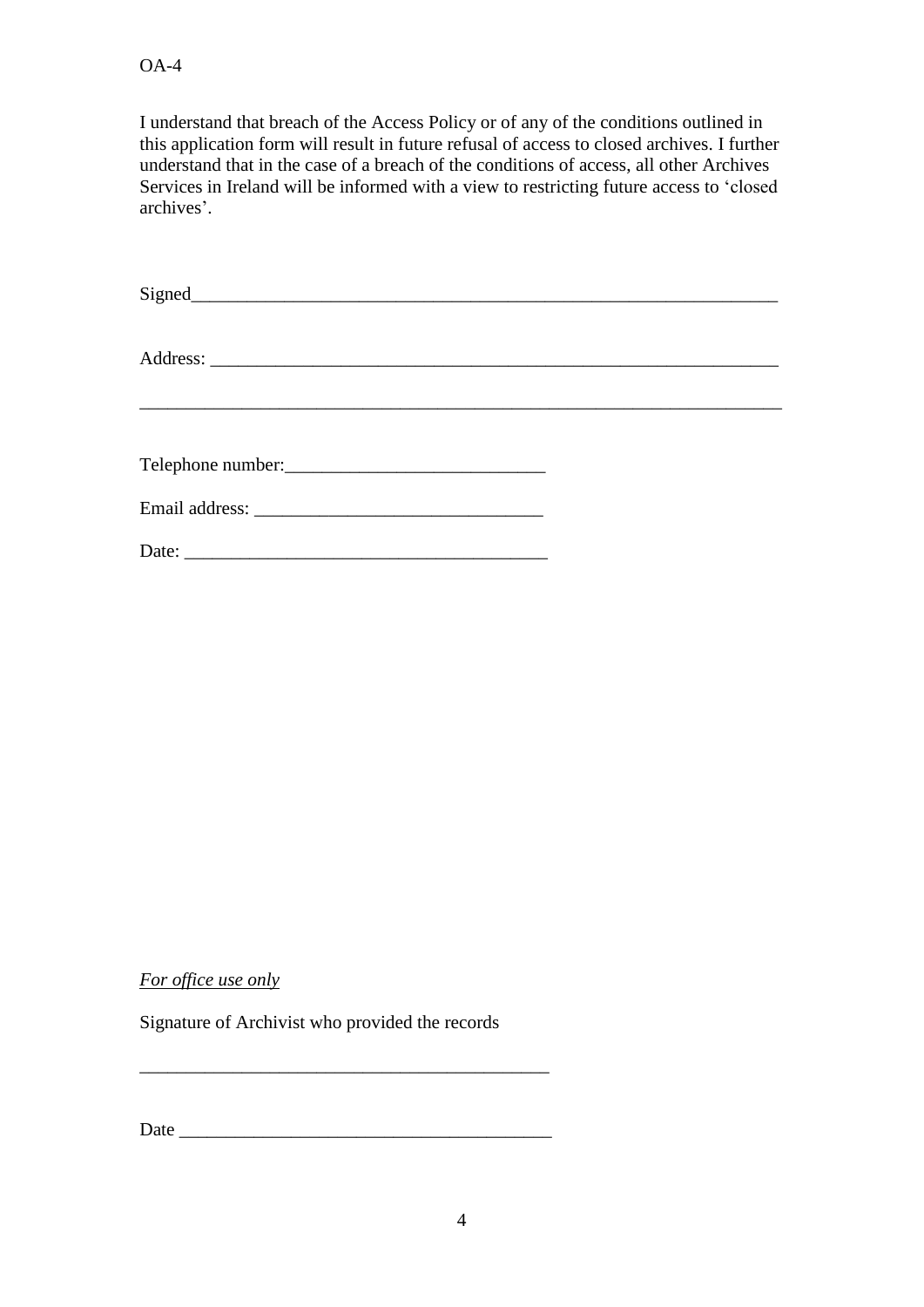OA-4

I understand that breach of the Access Policy or of any of the conditions outlined in this application form will result in future refusal of access to closed archives. I further understand that in the case of a breach of the conditions of access, all other Archives Services in Ireland will be informed with a view to restricting future access to 'closed archives'.

Signed_______________________________________________________________

Address: _____________________________________________________________

______________________________________________________________________

Telephone number:____________________________

Email address: _______________________________

Date: _______________________________________

*For office use only*

Signature of Archivist who provided the records

____________________________________________

Date ________________________________________